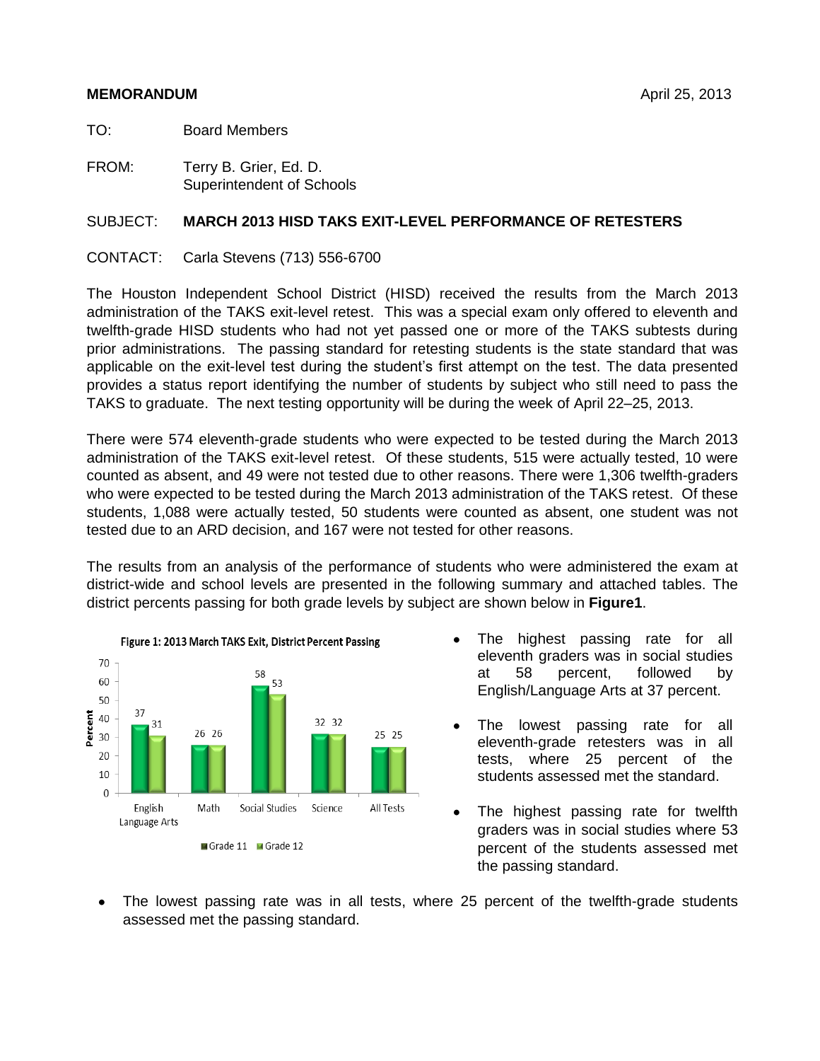**MEMORANDUM** April 25, 2013

TO: Board Members

FROM: Terry B. Grier, Ed. D.
Superintendent of Schools

SUBJECT: **MARCH 2013 HISD TAKS EXIT-LEVEL PERFORMANCE OF RETESTERS**

CONTACT: Carla Stevens (713) 556-6700

The Houston Independent School District (HISD) received the results from the March 2013 administration of the TAKS exit-level retest. This was a special exam only offered to eleventh and twelfth-grade HISD students who had not yet passed one or more of the TAKS subtests during prior administrations. The passing standard for retesting students is the state standard that was applicable on the exit-level test during the student's first attempt on the test. The data presented provides a status report identifying the number of students by subject who still need to pass the TAKS to graduate. The next testing opportunity will be during the week of April 22–25, 2013.

There were 574 eleventh-grade students who were expected to be tested during the March 2013 administration of the TAKS exit-level retest. Of these students, 515 were actually tested, 10 were counted as absent, and 49 were not tested due to other reasons. There were 1,306 twelfth-graders who were expected to be tested during the March 2013 administration of the TAKS retest. Of these students, 1,088 were actually tested, 50 students were counted as absent, one student was not tested due to an ARD decision, and 167 were not tested for other reasons.

The results from an analysis of the performance of students who were administered the exam at district-wide and school levels are presented in the following summary and attached tables. The district percents passing for both grade levels by subject are shown below in **Figure1**.

**Figure 1: 2013 March TAKS Exit, District Percent Passing**

| | English Language Arts | Math | Social Studies | Science | All Tests |
|---|---|---|---|---|---|
| Grade 11 | 37 | 26 | 58 | 32 | 25 |
| Grade 12 | 31 | 26 | 53 | 32 | 25 |

- The highest passing rate for all eleventh graders was in social studies at 58 percent, followed by English/Language Arts at 37 percent.
- The lowest passing rate for all eleventh-grade retesters was in all tests, where 25 percent of the students assessed met the standard.
- The highest passing rate for twelfth graders was in social studies where 53 percent of the students assessed met the passing standard.
- The lowest passing rate was in all tests, where 25 percent of the twelfth-grade students assessed met the passing standard.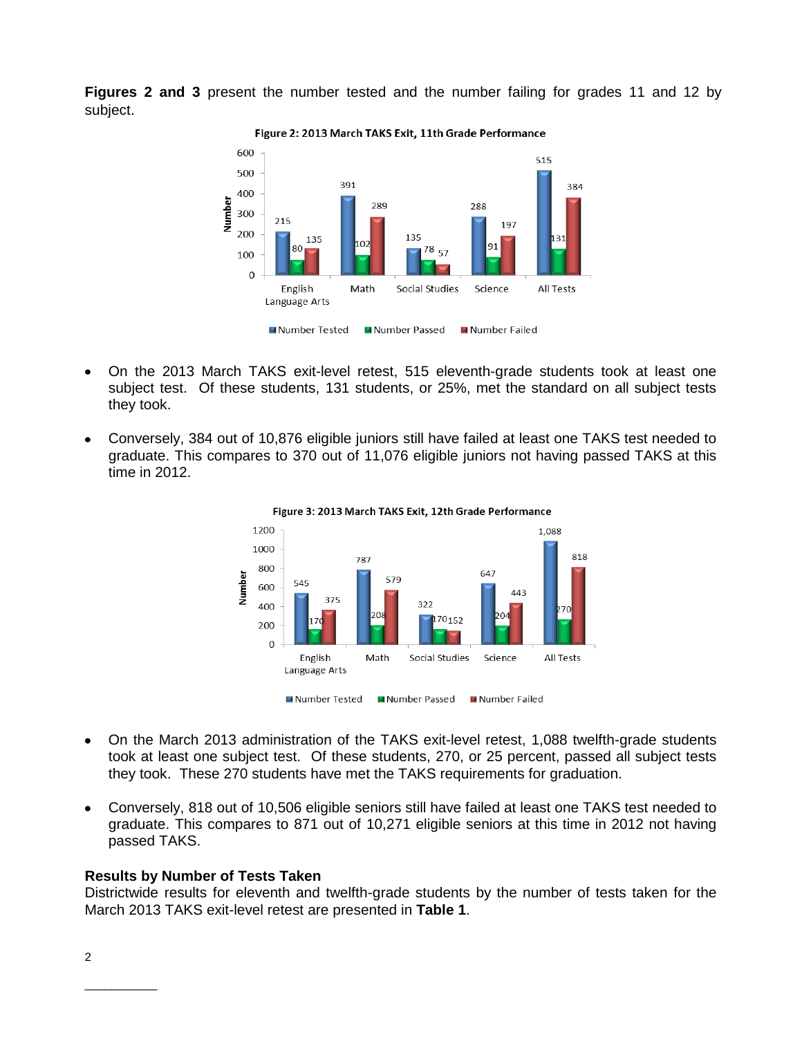**Figures 2 and 3** present the number tested and the number failing for grades 11 and 12 by subject.

Figure 2: 2013 March TAKS Exit, 11th Grade Performance

| | English Language Arts | Math | Social Studies | Science | All Tests |
|---|---|---|---|---|---|
| Number Tested | 215 | 391 | 135 | 288 | 515 |
| Number Passed | 80 | 102 | 78 | 91 | 131 |
| Number Failed | 135 | 289 | 57 | 197 | 384 |

- On the 2013 March TAKS exit-level retest, 515 eleventh-grade students took at least one subject test. Of these students, 131 students, or 25%, met the standard on all subject tests they took.
- Conversely, 384 out of 10,876 eligible juniors still have failed at least one TAKS test needed to graduate. This compares to 370 out of 11,076 eligible juniors not having passed TAKS at this time in 2012.

Figure 3: 2013 March TAKS Exit, 12th Grade Performance

| | English Language Arts | Math | Social Studies | Science | All Tests |
|---|---|---|---|---|---|
| Number Tested | 545 | 787 | 322 | 647 | 1,088 |
| Number Passed | 170 | 208 | 170 | 204 | 270 |
| Number Failed | 375 | 579 | 152 | 443 | 818 |

- On the March 2013 administration of the TAKS exit-level retest, 1,088 twelfth-grade students took at least one subject test. Of these students, 270, or 25 percent, passed all subject tests they took. These 270 students have met the TAKS requirements for graduation.
- Conversely, 818 out of 10,506 eligible seniors still have failed at least one TAKS test needed to graduate. This compares to 871 out of 10,271 eligible seniors at this time in 2012 not having passed TAKS.

**Results by Number of Tests Taken**

Districtwide results for eleventh and twelfth-grade students by the number of tests taken for the March 2013 TAKS exit-level retest are presented in **Table 1**.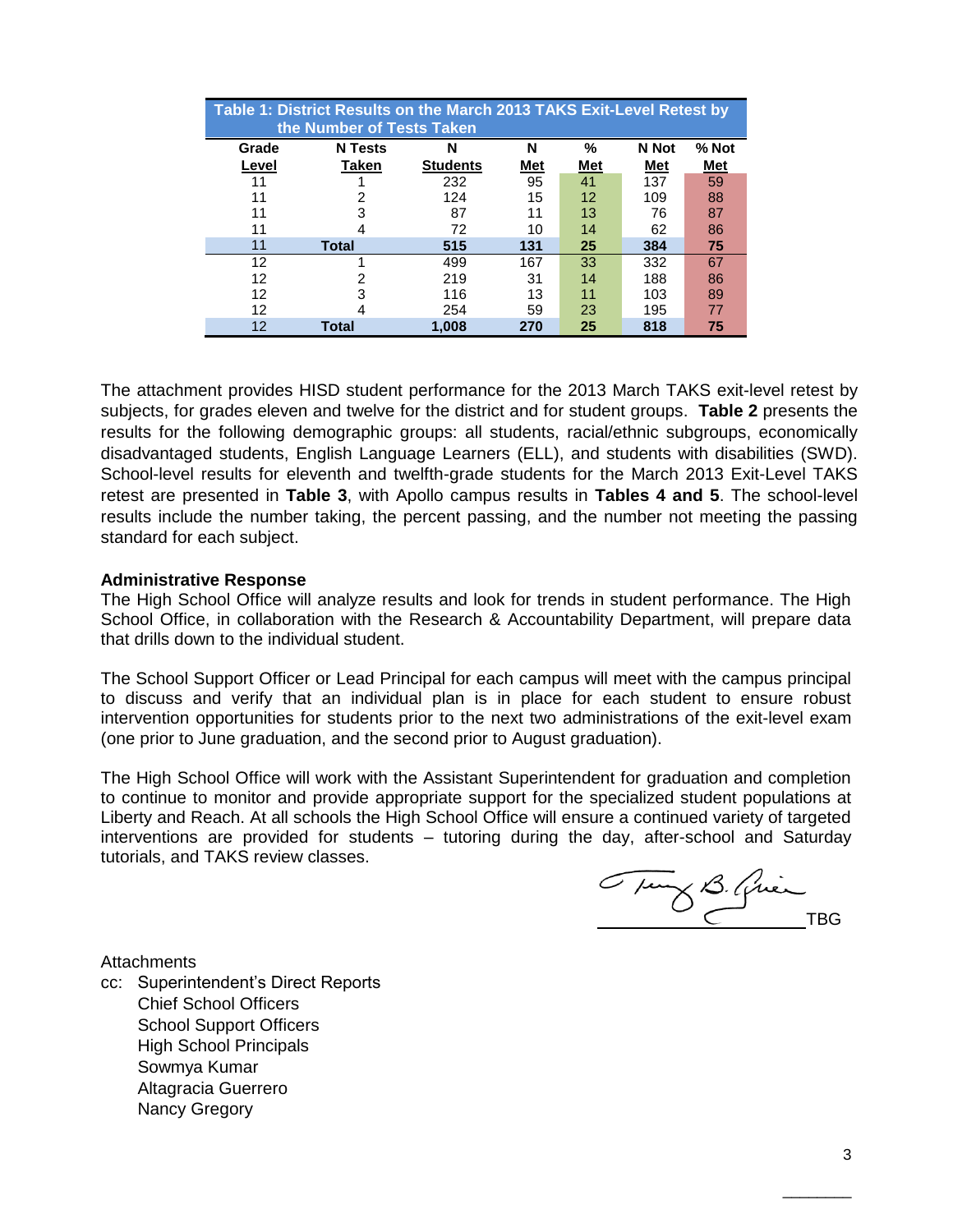**Table 1: District Results on the March 2013 TAKS Exit-Level Retest by the Number of Tests Taken**

| Grade Level | N Tests Taken | N Students | N Met | % Met | N Not Met | % Not Met |
|---|---|---|---|---|---|---|
| 11 | 1 | 232 | 95 | 41 | 137 | 59 |
| 11 | 2 | 124 | 15 | 12 | 109 | 88 |
| 11 | 3 | 87 | 11 | 13 | 76 | 87 |
| 11 | 4 | 72 | 10 | 14 | 62 | 86 |
| **11** | **Total** | **515** | **131** | **25** | **384** | **75** |
| 12 | 1 | 499 | 167 | 33 | 332 | 67 |
| 12 | 2 | 219 | 31 | 14 | 188 | 86 |
| 12 | 3 | 116 | 13 | 11 | 103 | 89 |
| 12 | 4 | 254 | 59 | 23 | 195 | 77 |
| **12** | **Total** | **1,008** | **270** | **25** | **818** | **75** |

The attachment provides HISD student performance for the 2013 March TAKS exit-level retest by subjects, for grades eleven and twelve for the district and for student groups. **Table 2** presents the results for the following demographic groups: all students, racial/ethnic subgroups, economically disadvantaged students, English Language Learners (ELL), and students with disabilities (SWD). School-level results for eleventh and twelfth-grade students for the March 2013 Exit-Level TAKS retest are presented in **Table 3**, with Apollo campus results in **Tables 4 and 5**. The school-level results include the number taking, the percent passing, and the number not meeting the passing standard for each subject.

**Administrative Response**

The High School Office will analyze results and look for trends in student performance. The High School Office, in collaboration with the Research & Accountability Department, will prepare data that drills down to the individual student.

The School Support Officer or Lead Principal for each campus will meet with the campus principal to discuss and verify that an individual plan is in place for each student to ensure robust intervention opportunities for students prior to the next two administrations of the exit-level exam (one prior to June graduation, and the second prior to August graduation).

The High School Office will work with the Assistant Superintendent for graduation and completion to continue to monitor and provide appropriate support for the specialized student populations at Liberty and Reach. At all schools the High School Office will ensure a continued variety of targeted interventions are provided for students – tutoring during the day, after-school and Saturday tutorials, and TAKS review classes.

_________________________TBG

Attachments

cc: Superintendent's Direct Reports
    Chief School Officers
    School Support Officers
    High School Principals
    Sowmya Kumar
    Altagracia Guerrero
    Nancy Gregory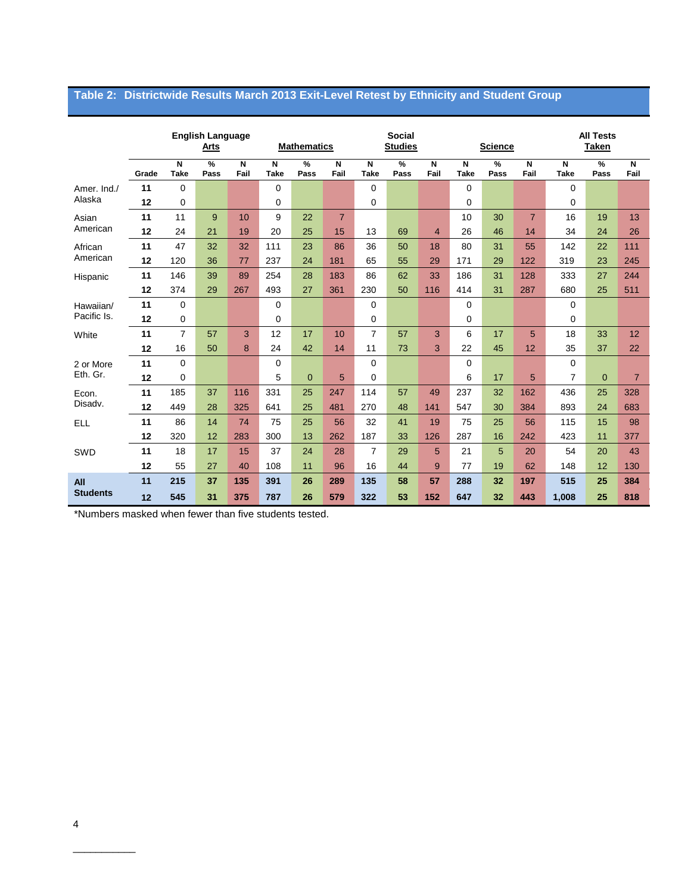## Table 2: Districtwide Results March 2013 Exit-Level Retest by Ethnicity and Student Group

| | | English Language Arts | | | Mathematics | | | Social Studies | | | Science | | | All Tests Taken | | |
|---|---|---|---|---|---|---|---|---|---|---|---|---|---|---|---|---|
| | Grade | N Take | % Pass | N Fail | N Take | % Pass | N Fail | N Take | % Pass | N Fail | N Take | % Pass | N Fail | N Take | % Pass | N Fail |
| Amer. Ind./ Alaska | 11 | 0 | | | 0 | | | 0 | | | 0 | | | 0 | | |
| | 12 | 0 | | | 0 | | | 0 | | | 0 | | | 0 | | |
| Asian American | 11 | 11 | 9 | 10 | 9 | 22 | 7 | | | | 10 | 30 | 7 | 16 | 19 | 13 |
| | 12 | 24 | 21 | 19 | 20 | 25 | 15 | 13 | 69 | 4 | 26 | 46 | 14 | 34 | 24 | 26 |
| African American | 11 | 47 | 32 | 32 | 111 | 23 | 86 | 36 | 50 | 18 | 80 | 31 | 55 | 142 | 22 | 111 |
| | 12 | 120 | 36 | 77 | 237 | 24 | 181 | 65 | 55 | 29 | 171 | 29 | 122 | 319 | 23 | 245 |
| Hispanic | 11 | 146 | 39 | 89 | 254 | 28 | 183 | 86 | 62 | 33 | 186 | 31 | 128 | 333 | 27 | 244 |
| | 12 | 374 | 29 | 267 | 493 | 27 | 361 | 230 | 50 | 116 | 414 | 31 | 287 | 680 | 25 | 511 |
| Hawaiian/ Pacific Is. | 11 | 0 | | | 0 | | | 0 | | | 0 | | | 0 | | |
| | 12 | 0 | | | 0 | | | 0 | | | 0 | | | 0 | | |
| White | 11 | 7 | 57 | 3 | 12 | 17 | 10 | 7 | 57 | 3 | 6 | 17 | 5 | 18 | 33 | 12 |
| | 12 | 16 | 50 | 8 | 24 | 42 | 14 | 11 | 73 | 3 | 22 | 45 | 12 | 35 | 37 | 22 |
| 2 or More Eth. Gr. | 11 | 0 | | | 0 | | | 0 | | | 0 | | | 0 | | |
| | 12 | 0 | | | 5 | 0 | 5 | 0 | | | 6 | 17 | 5 | 7 | 0 | 7 |
| Econ. Disadv. | 11 | 185 | 37 | 116 | 331 | 25 | 247 | 114 | 57 | 49 | 237 | 32 | 162 | 436 | 25 | 328 |
| | 12 | 449 | 28 | 325 | 641 | 25 | 481 | 270 | 48 | 141 | 547 | 30 | 384 | 893 | 24 | 683 |
| ELL | 11 | 86 | 14 | 74 | 75 | 25 | 56 | 32 | 41 | 19 | 75 | 25 | 56 | 115 | 15 | 98 |
| | 12 | 320 | 12 | 283 | 300 | 13 | 262 | 187 | 33 | 126 | 287 | 16 | 242 | 423 | 11 | 377 |
| SWD | 11 | 18 | 17 | 15 | 37 | 24 | 28 | 7 | 29 | 5 | 21 | 5 | 20 | 54 | 20 | 43 |
| | 12 | 55 | 27 | 40 | 108 | 11 | 96 | 16 | 44 | 9 | 77 | 19 | 62 | 148 | 12 | 130 |
| **All Students** | **11** | **215** | **37** | **135** | **391** | **26** | **289** | **135** | **58** | **57** | **288** | **32** | **197** | **515** | **25** | **384** |
| | **12** | **545** | **31** | **375** | **787** | **26** | **579** | **322** | **53** | **152** | **647** | **32** | **443** | **1,008** | **25** | **818** |

*Numbers masked when fewer than five students tested.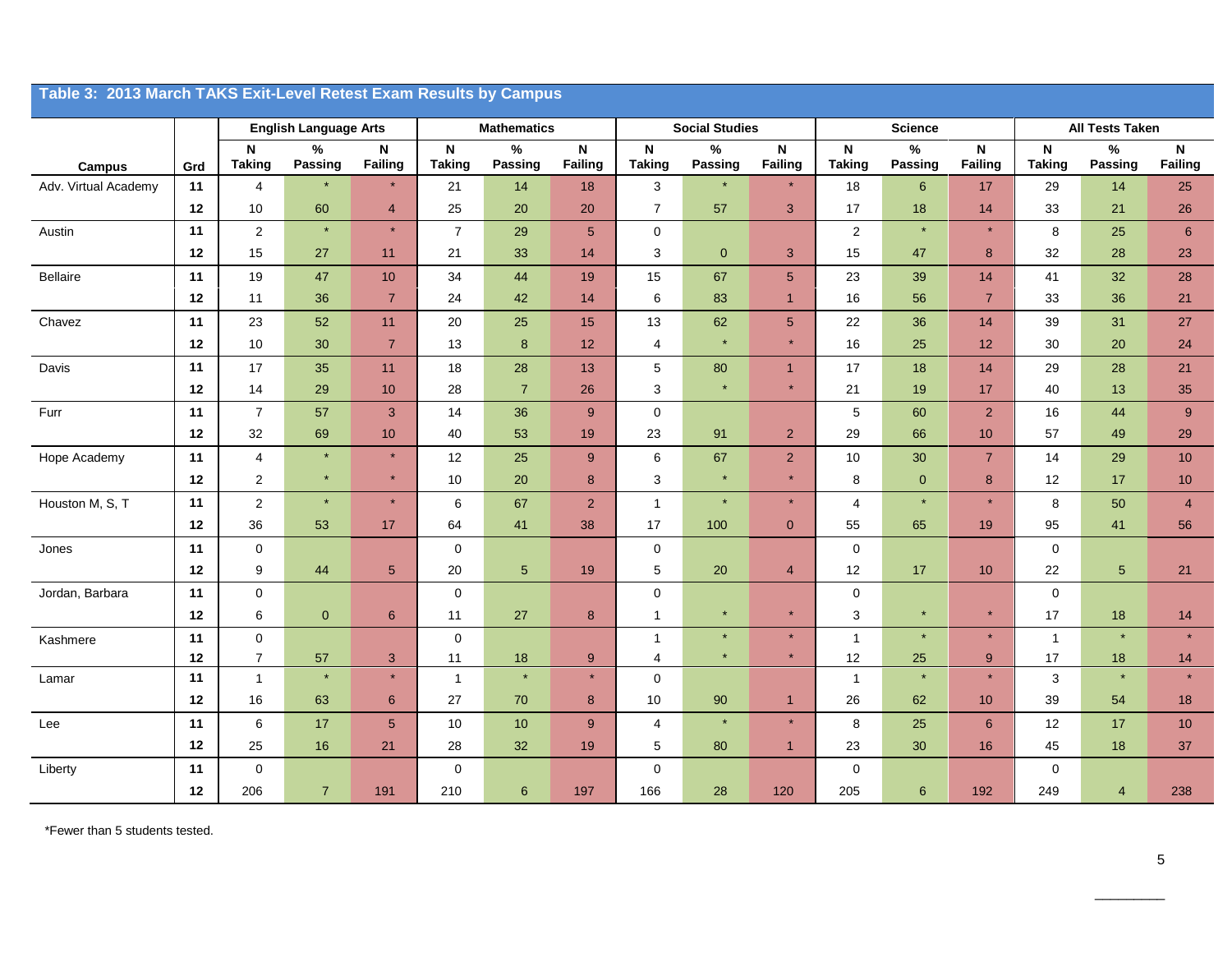## Table 3: 2013 March TAKS Exit-Level Retest Exam Results by Campus

| Campus | Grd | English Language Arts | | | Mathematics | | | Social Studies | | | Science | | | All Tests Taken | | |
|---|---|---|---|---|---|---|---|---|---|---|---|---|---|---|---|---|
| | | N Taking | % Passing | N Failing | N Taking | % Passing | N Failing | N Taking | % Passing | N Failing | N Taking | % Passing | N Failing | N Taking | % Passing | N Failing |
| Adv. Virtual Academy | 11 | 4 | * | * | 21 | 14 | 18 | 3 | * | * | 18 | 6 | 17 | 29 | 14 | 25 |
| | 12 | 10 | 60 | 4 | 25 | 20 | 20 | 7 | 57 | 3 | 17 | 18 | 14 | 33 | 21 | 26 |
| Austin | 11 | 2 | * | * | 7 | 29 | 5 | 0 | | | 2 | * | * | 8 | 25 | 6 |
| | 12 | 15 | 27 | 11 | 21 | 33 | 14 | 3 | 0 | 3 | 15 | 47 | 8 | 32 | 28 | 23 |
| Bellaire | 11 | 19 | 47 | 10 | 34 | 44 | 19 | 15 | 67 | 5 | 23 | 39 | 14 | 41 | 32 | 28 |
| | 12 | 11 | 36 | 7 | 24 | 42 | 14 | 6 | 83 | 1 | 16 | 56 | 7 | 33 | 36 | 21 |
| Chavez | 11 | 23 | 52 | 11 | 20 | 25 | 15 | 13 | 62 | 5 | 22 | 36 | 14 | 39 | 31 | 27 |
| | 12 | 10 | 30 | 7 | 13 | 8 | 12 | 4 | * | * | 16 | 25 | 12 | 30 | 20 | 24 |
| Davis | 11 | 17 | 35 | 11 | 18 | 28 | 13 | 5 | 80 | 1 | 17 | 18 | 14 | 29 | 28 | 21 |
| | 12 | 14 | 29 | 10 | 28 | 7 | 26 | 3 | * | * | 21 | 19 | 17 | 40 | 13 | 35 |
| Furr | 11 | 7 | 57 | 3 | 14 | 36 | 9 | 0 | | | 5 | 60 | 2 | 16 | 44 | 9 |
| | 12 | 32 | 69 | 10 | 40 | 53 | 19 | 23 | 91 | 2 | 29 | 66 | 10 | 57 | 49 | 29 |
| Hope Academy | 11 | 4 | * | * | 12 | 25 | 9 | 6 | 67 | 2 | 10 | 30 | 7 | 14 | 29 | 10 |
| | 12 | 2 | * | * | 10 | 20 | 8 | 3 | * | * | 8 | 0 | 8 | 12 | 17 | 10 |
| Houston M, S, T | 11 | 2 | * | * | 6 | 67 | 2 | 1 | * | * | 4 | * | * | 8 | 50 | 4 |
| | 12 | 36 | 53 | 17 | 64 | 41 | 38 | 17 | 100 | 0 | 55 | 65 | 19 | 95 | 41 | 56 |
| Jones | 11 | 0 | | | 0 | | | 0 | | | 0 | | | 0 | | |
| | 12 | 9 | 44 | 5 | 20 | 5 | 19 | 5 | 20 | 4 | 12 | 17 | 10 | 22 | 5 | 21 |
| Jordan, Barbara | 11 | 0 | | | 0 | | | 0 | | | 0 | | | 0 | | |
| | 12 | 6 | 0 | 6 | 11 | 27 | 8 | 1 | * | * | 3 | * | * | 17 | 18 | 14 |
| Kashmere | 11 | 0 | | | 0 | | | 1 | * | * | 1 | * | * | 1 | * | * |
| | 12 | 7 | 57 | 3 | 11 | 18 | 9 | 4 | * | * | 12 | 25 | 9 | 17 | 18 | 14 |
| Lamar | 11 | 1 | * | * | 1 | * | * | 0 | | | 1 | * | * | 3 | * | * |
| | 12 | 16 | 63 | 6 | 27 | 70 | 8 | 10 | 90 | 1 | 26 | 62 | 10 | 39 | 54 | 18 |
| Lee | 11 | 6 | 17 | 5 | 10 | 10 | 9 | 4 | * | * | 8 | 25 | 6 | 12 | 17 | 10 |
| | 12 | 25 | 16 | 21 | 28 | 32 | 19 | 5 | 80 | 1 | 23 | 30 | 16 | 45 | 18 | 37 |
| Liberty | 11 | 0 | | | 0 | | | 0 | | | 0 | | | 0 | | |
| | 12 | 206 | 7 | 191 | 210 | 6 | 197 | 166 | 28 | 120 | 205 | 6 | 192 | 249 | 4 | 238 |

*Fewer than 5 students tested.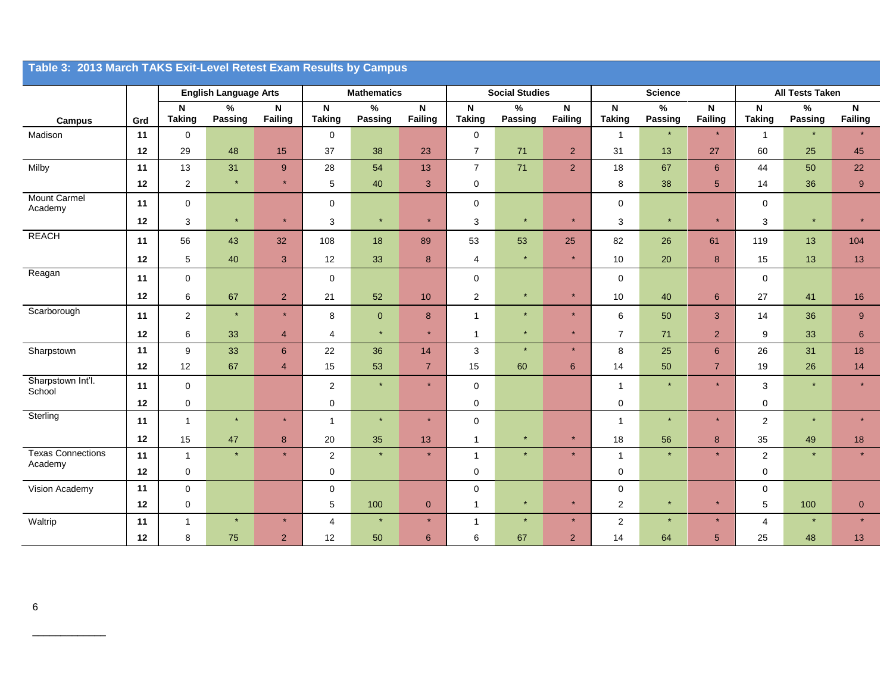## Table 3: 2013 March TAKS Exit-Level Retest Exam Results by Campus

| Campus | Grd | English Language Arts | | | Mathematics | | | Social Studies | | | Science | | | All Tests Taken | | |
|---|---|---|---|---|---|---|---|---|---|---|---|---|---|---|---|---|
| | | N Taking | % Passing | N Failing | N Taking | % Passing | N Failing | N Taking | % Passing | N Failing | N Taking | % Passing | N Failing | N Taking | % Passing | N Failing |
| Madison | 11 | 0 | | | 0 | | | 0 | | | 1 | * | * | 1 | * | * |
| | 12 | 29 | 48 | 15 | 37 | 38 | 23 | 7 | 71 | 2 | 31 | 13 | 27 | 60 | 25 | 45 |
| Milby | 11 | 13 | 31 | 9 | 28 | 54 | 13 | 7 | 71 | 2 | 18 | 67 | 6 | 44 | 50 | 22 |
| | 12 | 2 | * | * | 5 | 40 | 3 | 0 | | | 8 | 38 | 5 | 14 | 36 | 9 |
| Mount Carmel Academy | 11 | 0 | | | 0 | | | 0 | | | 0 | | | 0 | | |
| | 12 | 3 | * | * | 3 | * | * | 3 | * | * | 3 | * | * | 3 | * | * |
| REACH | 11 | 56 | 43 | 32 | 108 | 18 | 89 | 53 | 53 | 25 | 82 | 26 | 61 | 119 | 13 | 104 |
| | 12 | 5 | 40 | 3 | 12 | 33 | 8 | 4 | * | * | 10 | 20 | 8 | 15 | 13 | 13 |
| Reagan | 11 | 0 | | | 0 | | | 0 | | | 0 | | | 0 | | |
| | 12 | 6 | 67 | 2 | 21 | 52 | 10 | 2 | * | * | 10 | 40 | 6 | 27 | 41 | 16 |
| Scarborough | 11 | 2 | * | * | 8 | 0 | 8 | 1 | * | * | 6 | 50 | 3 | 14 | 36 | 9 |
| | 12 | 6 | 33 | 4 | 4 | * | * | 1 | * | * | 7 | 71 | 2 | 9 | 33 | 6 |
| Sharpstown | 11 | 9 | 33 | 6 | 22 | 36 | 14 | 3 | * | * | 8 | 25 | 6 | 26 | 31 | 18 |
| | 12 | 12 | 67 | 4 | 15 | 53 | 7 | 15 | 60 | 6 | 14 | 50 | 7 | 19 | 26 | 14 |
| Sharpstown Int'l. School | 11 | 0 | | | 2 | * | * | 0 | | | 1 | * | * | 3 | * | * |
| | 12 | 0 | | | 0 | | | 0 | | | 0 | | | 0 | | |
| Sterling | 11 | 1 | * | * | 1 | * | * | 0 | | | 1 | * | * | 2 | * | * |
| | 12 | 15 | 47 | 8 | 20 | 35 | 13 | 1 | * | * | 18 | 56 | 8 | 35 | 49 | 18 |
| Texas Connections Academy | 11 | 1 | * | * | 2 | * | * | 1 | * | * | 1 | * | * | 2 | * | * |
| | 12 | 0 | | | 0 | | | 0 | | | 0 | | | 0 | | |
| Vision Academy | 11 | 0 | | | 0 | | | 0 | | | 0 | | | 0 | | |
| | 12 | 0 | | | 5 | 100 | 0 | 1 | * | * | 2 | * | * | 5 | 100 | 0 |
| Waltrip | 11 | 1 | * | * | 4 | * | * | 1 | * | * | 2 | * | * | 4 | * | * |
| | 12 | 8 | 75 | 2 | 12 | 50 | 6 | 6 | 67 | 2 | 14 | 64 | 5 | 25 | 48 | 13 |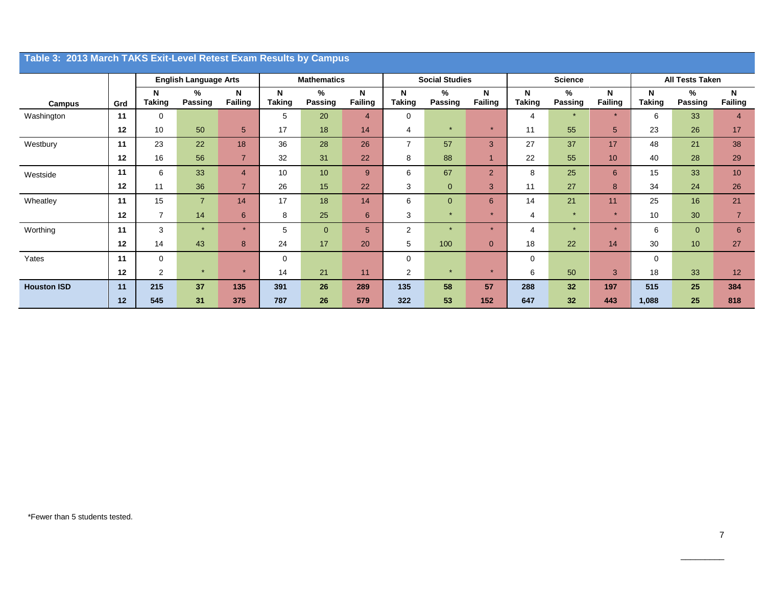## Table 3: 2013 March TAKS Exit-Level Retest Exam Results by Campus

| Campus | Grd | English Language Arts | | | Mathematics | | | Social Studies | | | Science | | | All Tests Taken | | |
|---|---|---|---|---|---|---|---|---|---|---|---|---|---|---|---|---|
| | | N Taking | % Passing | N Failing | N Taking | % Passing | N Failing | N Taking | % Passing | N Failing | N Taking | % Passing | N Failing | N Taking | % Passing | N Failing |
| Washington | 11 | 0 | | | 5 | 20 | 4 | 0 | | | 4 | * | * | 6 | 33 | 4 |
| | 12 | 10 | 50 | 5 | 17 | 18 | 14 | 4 | * | * | 11 | 55 | 5 | 23 | 26 | 17 |
| Westbury | 11 | 23 | 22 | 18 | 36 | 28 | 26 | 7 | 57 | 3 | 27 | 37 | 17 | 48 | 21 | 38 |
| | 12 | 16 | 56 | 7 | 32 | 31 | 22 | 8 | 88 | 1 | 22 | 55 | 10 | 40 | 28 | 29 |
| Westside | 11 | 6 | 33 | 4 | 10 | 10 | 9 | 6 | 67 | 2 | 8 | 25 | 6 | 15 | 33 | 10 |
| | 12 | 11 | 36 | 7 | 26 | 15 | 22 | 3 | 0 | 3 | 11 | 27 | 8 | 34 | 24 | 26 |
| Wheatley | 11 | 15 | 7 | 14 | 17 | 18 | 14 | 6 | 0 | 6 | 14 | 21 | 11 | 25 | 16 | 21 |
| | 12 | 7 | 14 | 6 | 8 | 25 | 6 | 3 | * | * | 4 | * | * | 10 | 30 | 7 |
| Worthing | 11 | 3 | * | * | 5 | 0 | 5 | 2 | * | * | 4 | * | * | 6 | 0 | 6 |
| | 12 | 14 | 43 | 8 | 24 | 17 | 20 | 5 | 100 | 0 | 18 | 22 | 14 | 30 | 10 | 27 |
| Yates | 11 | 0 | | | 0 | | | 0 | | | 0 | | | 0 | | |
| | 12 | 2 | * | * | 14 | 21 | 11 | 2 | * | * | 6 | 50 | 3 | 18 | 33 | 12 |
| **Houston ISD** | **11** | **215** | **37** | **135** | **391** | **26** | **289** | **135** | **58** | **57** | **288** | **32** | **197** | **515** | **25** | **384** |
| | **12** | **545** | **31** | **375** | **787** | **26** | **579** | **322** | **53** | **152** | **647** | **32** | **443** | **1,088** | **25** | **818** |

*Fewer than 5 students tested.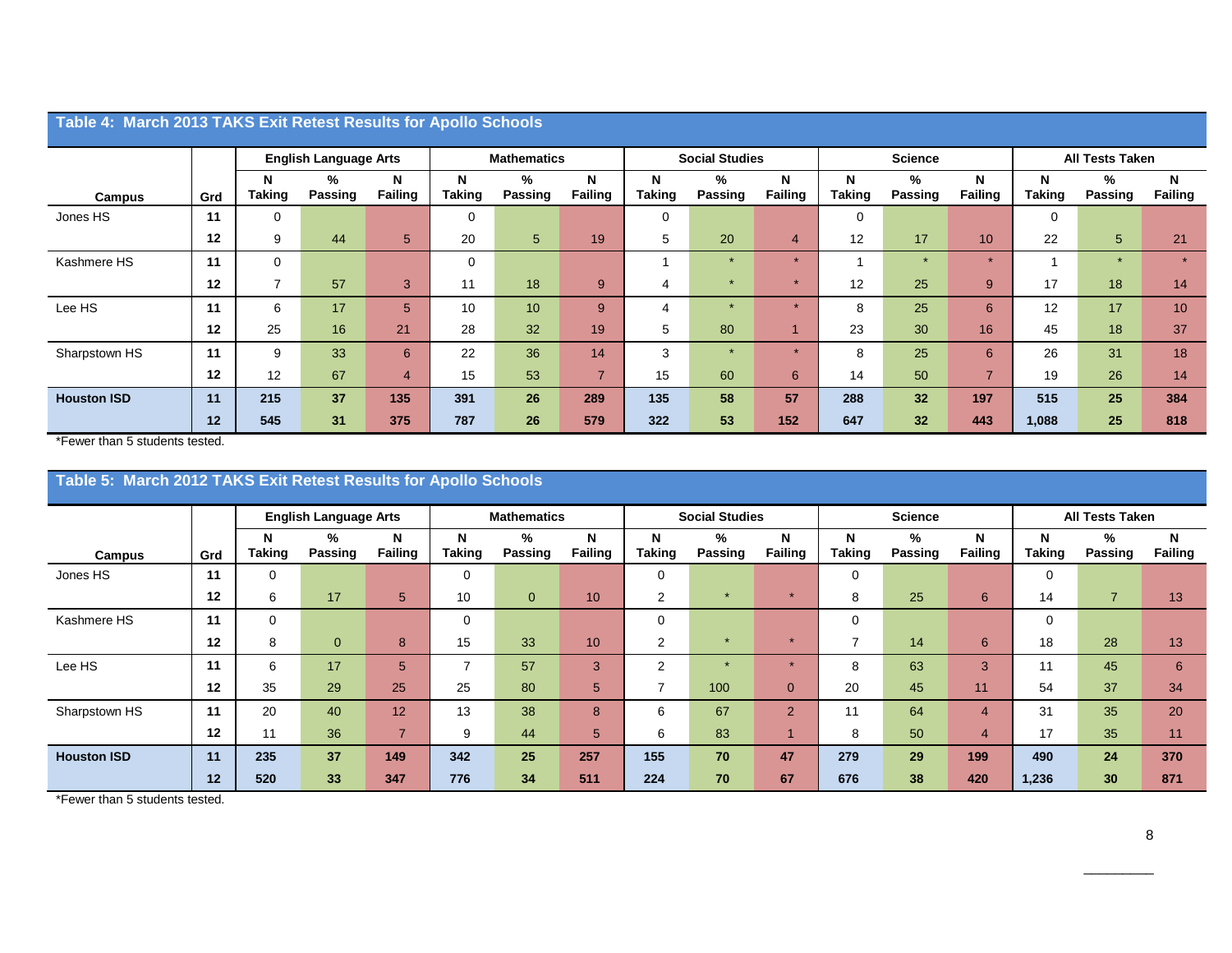## Table 4: March 2013 TAKS Exit Retest Results for Apollo Schools

| | | English Language Arts | | | Mathematics | | | Social Studies | | | Science | | | All Tests Taken | | |
|---|---|---|---|---|---|---|---|---|---|---|---|---|---|---|---|---|
| Campus | Grd | N Taking | % Passing | N Failing | N Taking | % Passing | N Failing | N Taking | % Passing | N Failing | N Taking | % Passing | N Failing | N Taking | % Passing | N Failing |
| Jones HS | 11 | 0 | | | 0 | | | 0 | | | 0 | | | 0 | | |
| | 12 | 9 | 44 | 5 | 20 | 5 | 19 | 5 | 20 | 4 | 12 | 17 | 10 | 22 | 5 | 21 |
| Kashmere HS | 11 | 0 | | | 0 | | | 1 | * | * | 1 | * | * | 1 | * | * |
| | 12 | 7 | 57 | 3 | 11 | 18 | 9 | 4 | * | * | 12 | 25 | 9 | 17 | 18 | 14 |
| Lee HS | 11 | 6 | 17 | 5 | 10 | 10 | 9 | 4 | * | * | 8 | 25 | 6 | 12 | 17 | 10 |
| | 12 | 25 | 16 | 21 | 28 | 32 | 19 | 5 | 80 | 1 | 23 | 30 | 16 | 45 | 18 | 37 |
| Sharpstown HS | 11 | 9 | 33 | 6 | 22 | 36 | 14 | 3 | * | * | 8 | 25 | 6 | 26 | 31 | 18 |
| | 12 | 12 | 67 | 4 | 15 | 53 | 7 | 15 | 60 | 6 | 14 | 50 | 7 | 19 | 26 | 14 |
| **Houston ISD** | **11** | **215** | **37** | **135** | **391** | **26** | **289** | **135** | **58** | **57** | **288** | **32** | **197** | **515** | **25** | **384** |
| | **12** | **545** | **31** | **375** | **787** | **26** | **579** | **322** | **53** | **152** | **647** | **32** | **443** | **1,088** | **25** | **818** |

*Fewer than 5 students tested.

## Table 5: March 2012 TAKS Exit Retest Results for Apollo Schools

| | | English Language Arts | | | Mathematics | | | Social Studies | | | Science | | | All Tests Taken | | |
|---|---|---|---|---|---|---|---|---|---|---|---|---|---|---|---|---|
| Campus | Grd | N Taking | % Passing | N Failing | N Taking | % Passing | N Failing | N Taking | % Passing | N Failing | N Taking | % Passing | N Failing | N Taking | % Passing | N Failing |
| Jones HS | 11 | 0 | | | 0 | | | 0 | | | 0 | | | 0 | | |
| | 12 | 6 | 17 | 5 | 10 | 0 | 10 | 2 | * | * | 8 | 25 | 6 | 14 | 7 | 13 |
| Kashmere HS | 11 | 0 | | | 0 | | | 0 | | | 0 | | | 0 | | |
| | 12 | 8 | 0 | 8 | 15 | 33 | 10 | 2 | * | * | 7 | 14 | 6 | 18 | 28 | 13 |
| Lee HS | 11 | 6 | 17 | 5 | 7 | 57 | 3 | 2 | * | * | 8 | 63 | 3 | 11 | 45 | 6 |
| | 12 | 35 | 29 | 25 | 25 | 80 | 5 | 7 | 100 | 0 | 20 | 45 | 11 | 54 | 37 | 34 |
| Sharpstown HS | 11 | 20 | 40 | 12 | 13 | 38 | 8 | 6 | 67 | 2 | 11 | 64 | 4 | 31 | 35 | 20 |
| | 12 | 11 | 36 | 7 | 9 | 44 | 5 | 6 | 83 | 1 | 8 | 50 | 4 | 17 | 35 | 11 |
| **Houston ISD** | **11** | **235** | **37** | **149** | **342** | **25** | **257** | **155** | **70** | **47** | **279** | **29** | **199** | **490** | **24** | **370** |
| | **12** | **520** | **33** | **347** | **776** | **34** | **511** | **224** | **70** | **67** | **676** | **38** | **420** | **1,236** | **30** | **871** |

*Fewer than 5 students tested.